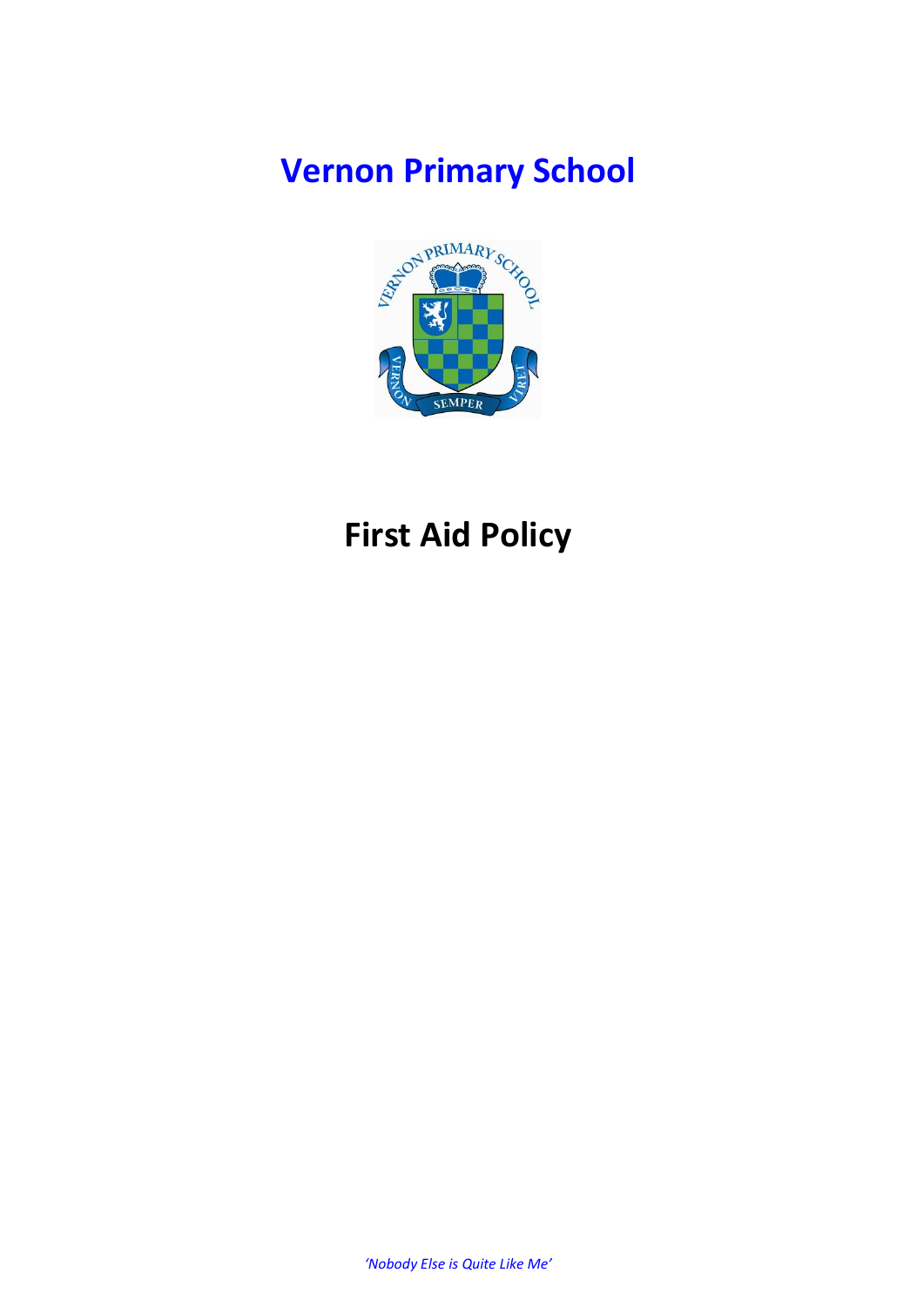# Vernon Primary School

# First Aid Policy

*'Nobody Else is Quite Like Me'*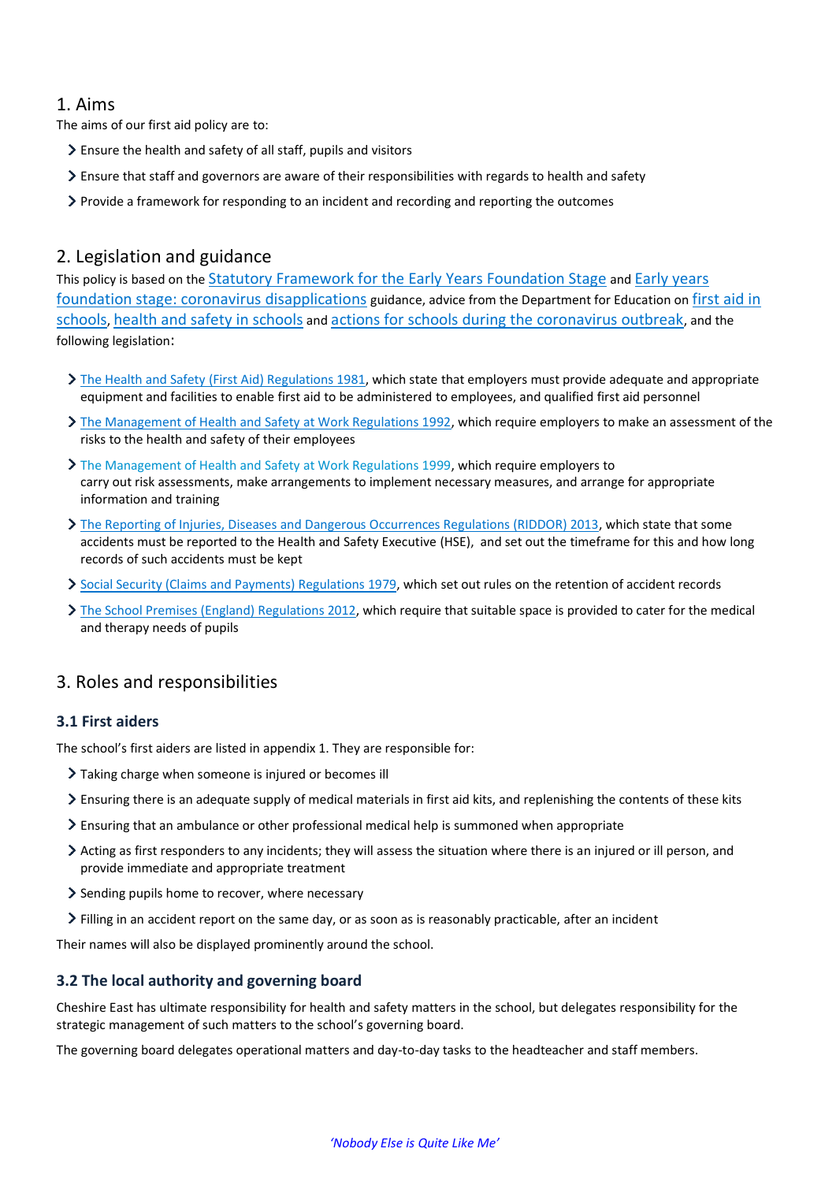## 1. Aims

The aims of our first aid policy are to:

- Ensure the health and safety of all staff, pupils and visitors
- Ensure that staff and governors are aware of their responsibilities with regards to health and safety
- Provide a framework for responding to an incident and recording and reporting the outcomes

## 2. Legislation and guidance

This policy is based on the Statutory Framework for the Early Years Foundation Stage and Early years foundation stage: coronavirus disapplications guidance, advice from the Department for Education on first aid in schools, health and safety in schools and actions for schools during the coronavirus outbreak, and the following legislation:

- The Health and Safety (First Aid) Regulations 1981, which state that employers must provide adequate and appropriate equipment and facilities to enable first aid to be administered to employees, and qualified first aid personnel
- The Management of Health and Safety at Work Regulations 1992, which require employers to make an assessment of the risks to the health and safety of their employees
- The Management of Health and Safety at Work Regulations 1999, which require employers to carry out risk assessments, make arrangements to implement necessary measures, and arrange for appropriate information and training
- The Reporting of Injuries, Diseases and Dangerous Occurrences Regulations (RIDDOR) 2013, which state that some accidents must be reported to the Health and Safety Executive (HSE), and set out the timeframe for this and how long records of such accidents must be kept
- Social Security (Claims and Payments) Regulations 1979, which set out rules on the retention of accident records
- The School Premises (England) Regulations 2012, which require that suitable space is provided to cater for the medical and therapy needs of pupils

## 3. Roles and responsibilities

### 3.1 First aiders

The school's first aiders are listed in appendix 1. They are responsible for:

- Taking charge when someone is injured or becomes ill
- Ensuring there is an adequate supply of medical materials in first aid kits, and replenishing the contents of these kits
- Ensuring that an ambulance or other professional medical help is summoned when appropriate
- Acting as first responders to any incidents; they will assess the situation where there is an injured or ill person, and provide immediate and appropriate treatment
- Sending pupils home to recover, where necessary
- Filling in an accident report on the same day, or as soon as is reasonably practicable, after an incident

Their names will also be displayed prominently around the school.

### 3.2 The local authority and governing board

Cheshire East has ultimate responsibility for health and safety matters in the school, but delegates responsibility for the strategic management of such matters to the school's governing board.

The governing board delegates operational matters and day-to-day tasks to the headteacher and staff members.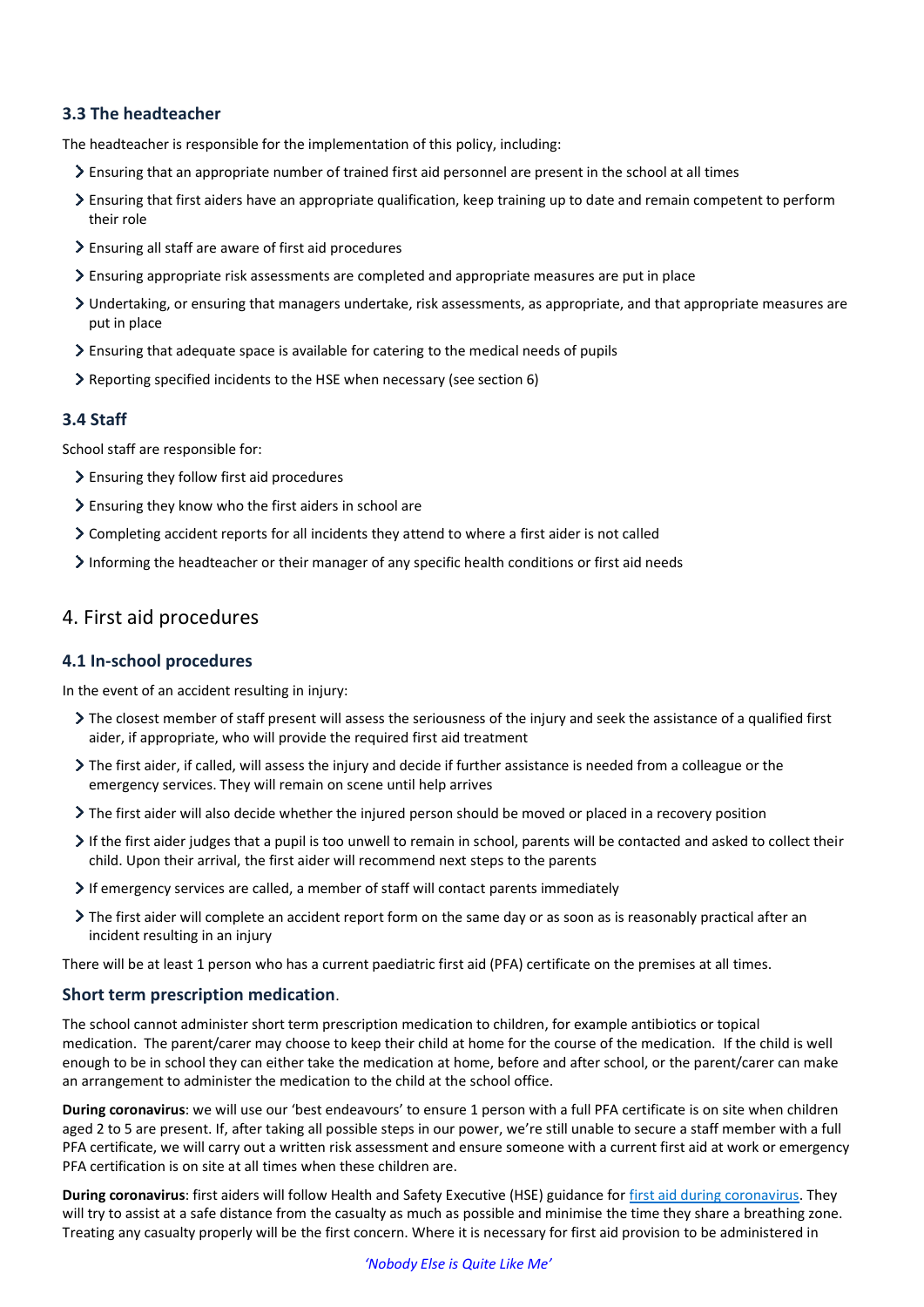### 3.3 The headteacher

The headteacher is responsible for the implementation of this policy, including:

- Ensuring that an appropriate number of trained first aid personnel are present in the school at all times
- Ensuring that first aiders have an appropriate qualification, keep training up to date and remain competent to perform their role
- Ensuring all staff are aware of first aid procedures
- Ensuring appropriate risk assessments are completed and appropriate measures are put in place
- Undertaking, or ensuring that managers undertake, risk assessments, as appropriate, and that appropriate measures are put in place
- Ensuring that adequate space is available for catering to the medical needs of pupils
- Reporting specified incidents to the HSE when necessary (see section 6)

### 3.4 Staff

School staff are responsible for:

- Ensuring they follow first aid procedures
- Ensuring they know who the first aiders in school are
- Completing accident reports for all incidents they attend to where a first aider is not called
- Informing the headteacher or their manager of any specific health conditions or first aid needs

## 4. First aid procedures

### 4.1 In-school procedures

In the event of an accident resulting in injury:

- The closest member of staff present will assess the seriousness of the injury and seek the assistance of a qualified first aider, if appropriate, who will provide the required first aid treatment
- The first aider, if called, will assess the injury and decide if further assistance is needed from a colleague or the emergency services. They will remain on scene until help arrives
- The first aider will also decide whether the injured person should be moved or placed in a recovery position
- If the first aider judges that a pupil is too unwell to remain in school, parents will be contacted and asked to collect their child. Upon their arrival, the first aider will recommend next steps to the parents
- If emergency services are called, a member of staff will contact parents immediately
- The first aider will complete an accident report form on the same day or as soon as is reasonably practical after an incident resulting in an injury

There will be at least 1 person who has a current paediatric first aid (PFA) certificate on the premises at all times.

### Short term prescription medication.

The school cannot administer short term prescription medication to children, for example antibiotics or topical medication. The parent/carer may choose to keep their child at home for the course of the medication. If the child is well enough to be in school they can either take the medication at home, before and after school, or the parent/carer can make an arrangement to administer the medication to the child at the school office.

**During coronavirus**: we will use our 'best endeavours' to ensure 1 person with a full PFA certificate is on site when children aged 2 to 5 are present. If, after taking all possible steps in our power, we're still unable to secure a staff member with a full PFA certificate, we will carry out a written risk assessment and ensure someone with a current first aid at work or emergency PFA certification is on site at all times when these children are.

**During coronavirus**: first aiders will follow Health and Safety Executive (HSE) guidance for [first aid during coronavirus](). They will try to assist at a safe distance from the casualty as much as possible and minimise the time they share a breathing zone. Treating any casualty properly will be the first concern. Where it is necessary for first aid provision to be administered in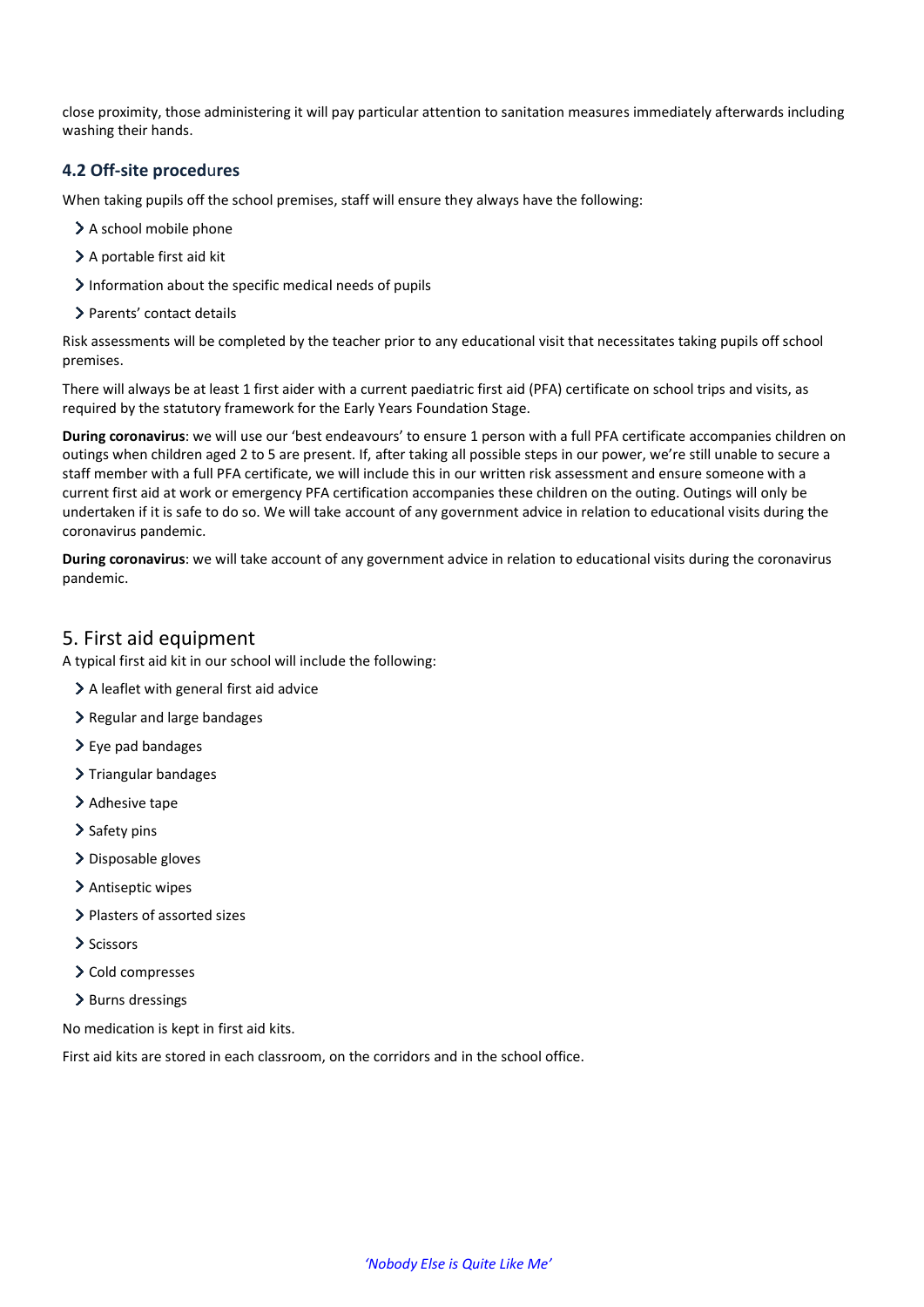close proximity, those administering it will pay particular attention to sanitation measures immediately afterwards including washing their hands.

### 4.2 Off-site procedures

When taking pupils off the school premises, staff will ensure they always have the following:

- A school mobile phone
- A portable first aid kit
- Information about the specific medical needs of pupils
- Parents' contact details

Risk assessments will be completed by the teacher prior to any educational visit that necessitates taking pupils off school premises.

There will always be at least 1 first aider with a current paediatric first aid (PFA) certificate on school trips and visits, as required by the statutory framework for the Early Years Foundation Stage.

**During coronavirus**: we will use our 'best endeavours' to ensure 1 person with a full PFA certificate accompanies children on outings when children aged 2 to 5 are present. If, after taking all possible steps in our power, we're still unable to secure a staff member with a full PFA certificate, we will include this in our written risk assessment and ensure someone with a current first aid at work or emergency PFA certification accompanies these children on the outing. Outings will only be undertaken if it is safe to do so. We will take account of any government advice in relation to educational visits during the coronavirus pandemic.

**During coronavirus**: we will take account of any government advice in relation to educational visits during the coronavirus pandemic.

## 5. First aid equipment

A typical first aid kit in our school will include the following:

- A leaflet with general first aid advice
- Regular and large bandages
- Eye pad bandages
- Triangular bandages
- Adhesive tape
- Safety pins
- Disposable gloves
- Antiseptic wipes
- Plasters of assorted sizes
- Scissors
- Cold compresses
- Burns dressings

No medication is kept in first aid kits.

First aid kits are stored in each classroom, on the corridors and in the school office.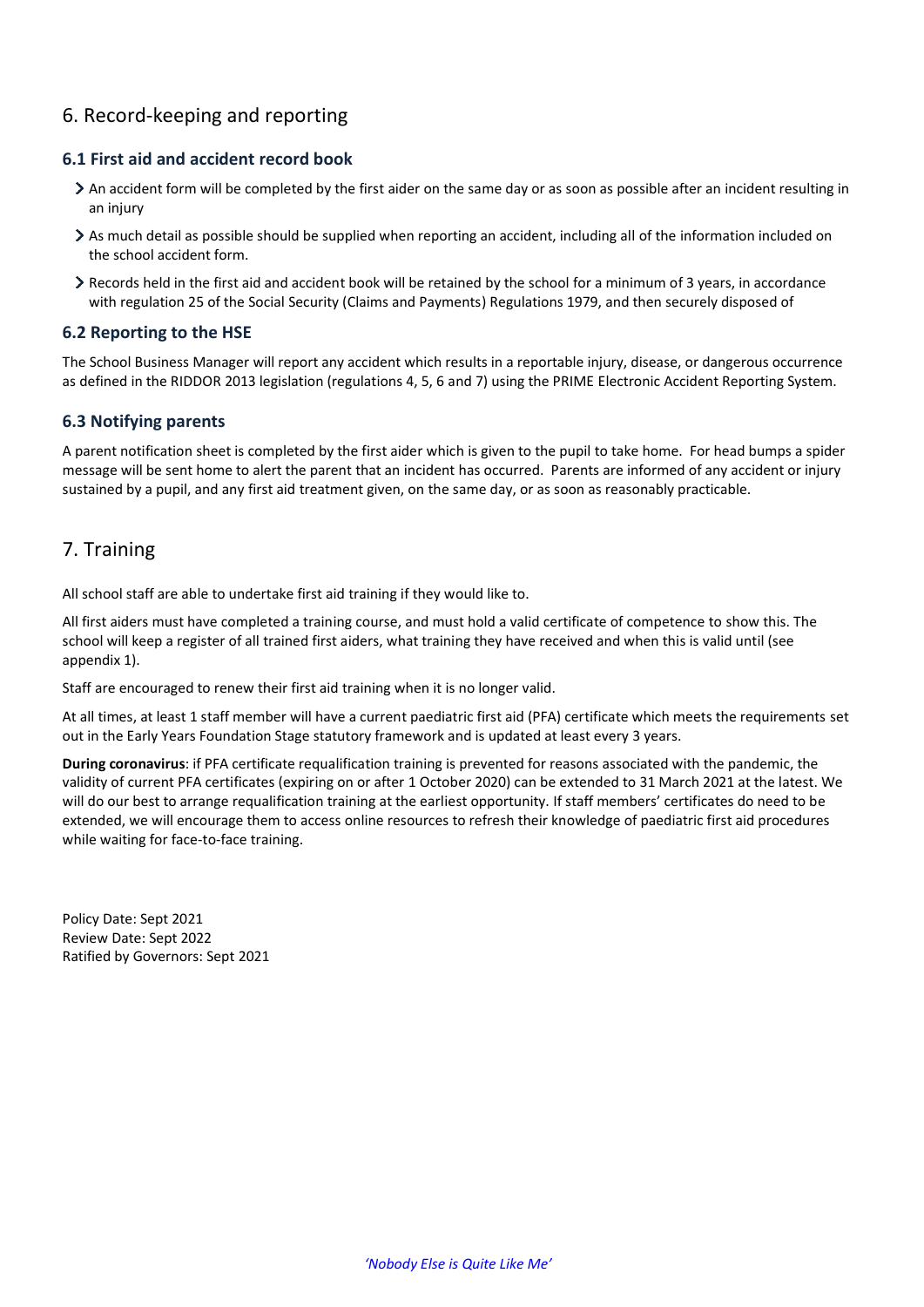## 6. Record-keeping and reporting

### 6.1 First aid and accident record book

- An accident form will be completed by the first aider on the same day or as soon as possible after an incident resulting in an injury
- As much detail as possible should be supplied when reporting an accident, including all of the information included on the school accident form.
- Records held in the first aid and accident book will be retained by the school for a minimum of 3 years, in accordance with regulation 25 of the Social Security (Claims and Payments) Regulations 1979, and then securely disposed of

### 6.2 Reporting to the HSE

The School Business Manager will report any accident which results in a reportable injury, disease, or dangerous occurrence as defined in the RIDDOR 2013 legislation (regulations 4, 5, 6 and 7) using the PRIME Electronic Accident Reporting System.

### 6.3 Notifying parents

A parent notification sheet is completed by the first aider which is given to the pupil to take home. For head bumps a spider message will be sent home to alert the parent that an incident has occurred. Parents are informed of any accident or injury sustained by a pupil, and any first aid treatment given, on the same day, or as soon as reasonably practicable.

## 7. Training

All school staff are able to undertake first aid training if they would like to.

All first aiders must have completed a training course, and must hold a valid certificate of competence to show this. The school will keep a register of all trained first aiders, what training they have received and when this is valid until (see appendix 1).

Staff are encouraged to renew their first aid training when it is no longer valid.

At all times, at least 1 staff member will have a current paediatric first aid (PFA) certificate which meets the requirements set out in the Early Years Foundation Stage statutory framework and is updated at least every 3 years.

**During coronavirus**: if PFA certificate requalification training is prevented for reasons associated with the pandemic, the validity of current PFA certificates (expiring on or after 1 October 2020) can be extended to 31 March 2021 at the latest. We will do our best to arrange requalification training at the earliest opportunity. If staff members' certificates do need to be extended, we will encourage them to access online resources to refresh their knowledge of paediatric first aid procedures while waiting for face-to-face training.

Policy Date: Sept 2021
Review Date: Sept 2022
Ratified by Governors: Sept 2021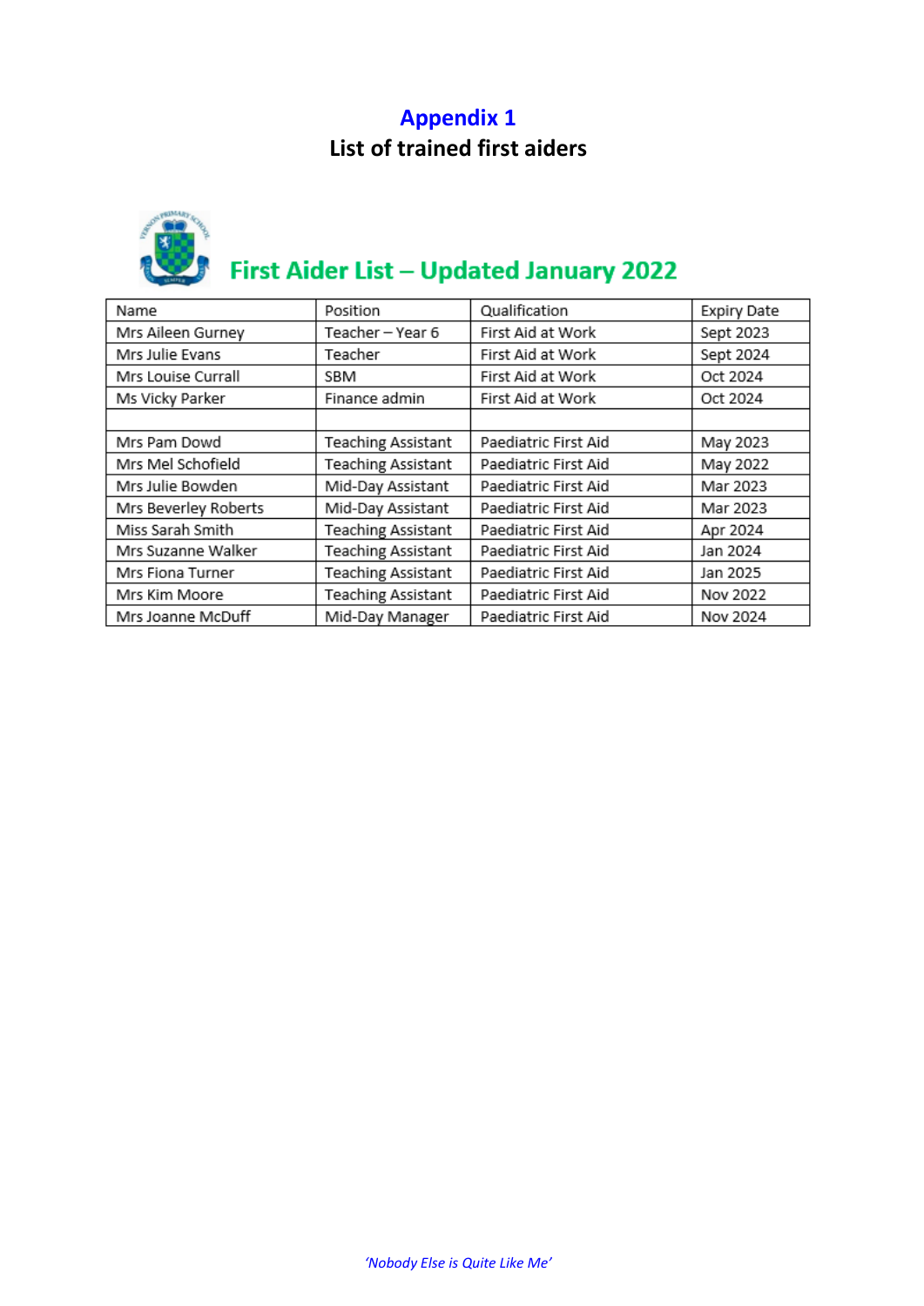# Appendix 1

## List of trained first aiders

## First Aider List – Updated January 2022

| Name | Position | Qualification | Expiry Date |
|---|---|---|---|
| Mrs Aileen Gurney | Teacher – Year 6 | First Aid at Work | Sept 2023 |
| Mrs Julie Evans | Teacher | First Aid at Work | Sept 2024 |
| Mrs Louise Currall | SBM | First Aid at Work | Oct 2024 |
| Ms Vicky Parker | Finance admin | First Aid at Work | Oct 2024 |
| | | | |
| Mrs Pam Dowd | Teaching Assistant | Paediatric First Aid | May 2023 |
| Mrs Mel Schofield | Teaching Assistant | Paediatric First Aid | May 2022 |
| Mrs Julie Bowden | Mid-Day Assistant | Paediatric First Aid | Mar 2023 |
| Mrs Beverley Roberts | Mid-Day Assistant | Paediatric First Aid | Mar 2023 |
| Miss Sarah Smith | Teaching Assistant | Paediatric First Aid | Apr 2024 |
| Mrs Suzanne Walker | Teaching Assistant | Paediatric First Aid | Jan 2024 |
| Mrs Fiona Turner | Teaching Assistant | Paediatric First Aid | Jan 2025 |
| Mrs Kim Moore | Teaching Assistant | Paediatric First Aid | Nov 2022 |
| Mrs Joanne McDuff | Mid-Day Manager | Paediatric First Aid | Nov 2024 |